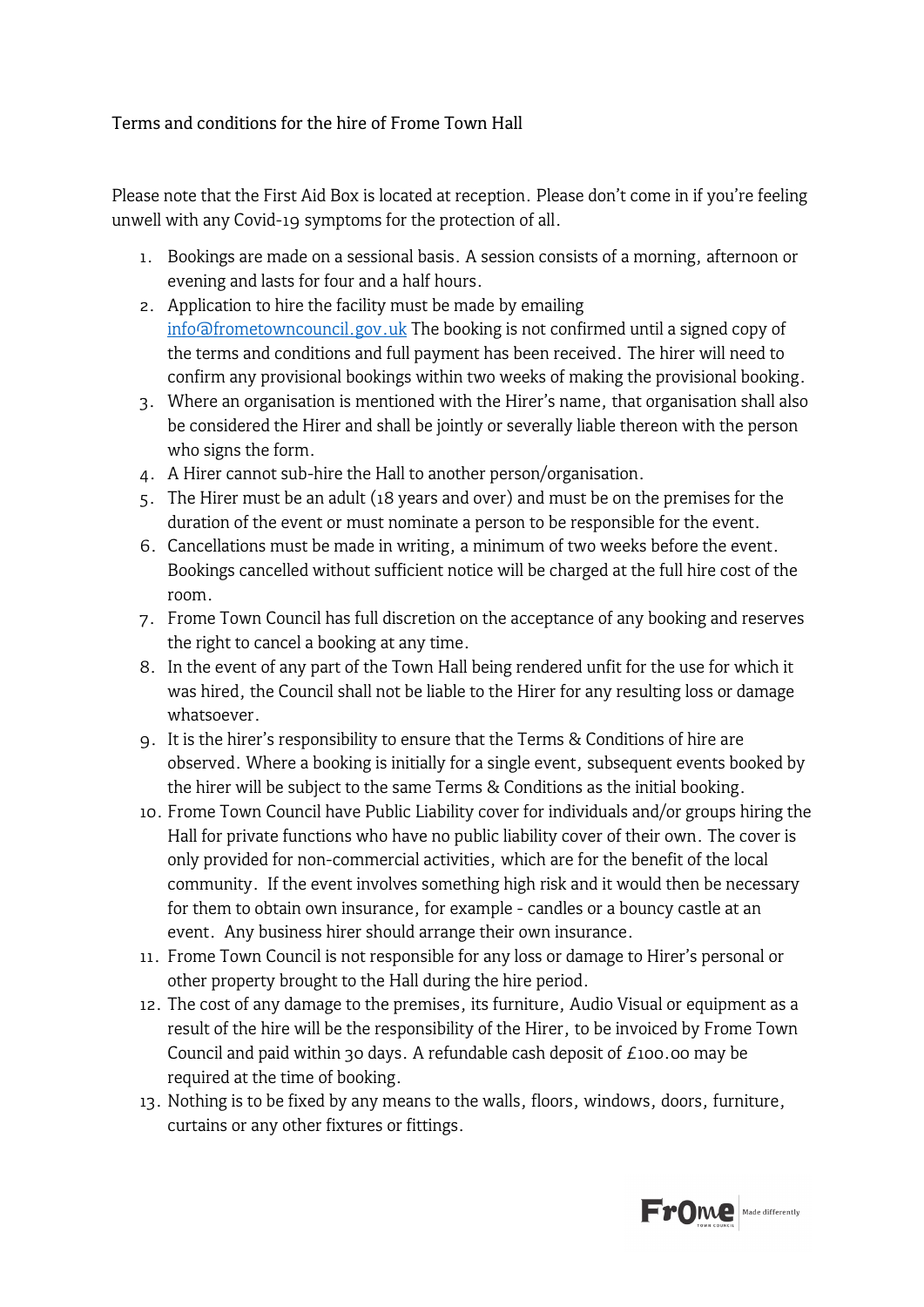# Terms and conditions for the hire of Frome Town Hall

Please note that the First Aid Box is located at reception. Please don't come in if you're feeling unwell with any Covid-19 symptoms for the protection of all.

1. Bookings are made on a sessional basis. A session consists of a morning, afternoon or evening and lasts for four and a half hours.
2. Application to hire the facility must be made by emailing [info@frometowncouncil.gov.uk](mailto:info@frometowncouncil.gov.uk) The booking is not confirmed until a signed copy of the terms and conditions and full payment has been received. The hirer will need to confirm any provisional bookings within two weeks of making the provisional booking.
3. Where an organisation is mentioned with the Hirer's name, that organisation shall also be considered the Hirer and shall be jointly or severally liable thereon with the person who signs the form.
4. A Hirer cannot sub-hire the Hall to another person/organisation.
5. The Hirer must be an adult (18 years and over) and must be on the premises for the duration of the event or must nominate a person to be responsible for the event.
6. Cancellations must be made in writing, a minimum of two weeks before the event. Bookings cancelled without sufficient notice will be charged at the full hire cost of the room.
7. Frome Town Council has full discretion on the acceptance of any booking and reserves the right to cancel a booking at any time.
8. In the event of any part of the Town Hall being rendered unfit for the use for which it was hired, the Council shall not be liable to the Hirer for any resulting loss or damage whatsoever.
9. It is the hirer's responsibility to ensure that the Terms & Conditions of hire are observed. Where a booking is initially for a single event, subsequent events booked by the hirer will be subject to the same Terms & Conditions as the initial booking.
10. Frome Town Council have Public Liability cover for individuals and/or groups hiring the Hall for private functions who have no public liability cover of their own. The cover is only provided for non-commercial activities, which are for the benefit of the local community. If the event involves something high risk and it would then be necessary for them to obtain own insurance, for example - candles or a bouncy castle at an event. Any business hirer should arrange their own insurance.
11. Frome Town Council is not responsible for any loss or damage to Hirer's personal or other property brought to the Hall during the hire period.
12. The cost of any damage to the premises, its furniture, Audio Visual or equipment as a result of the hire will be the responsibility of the Hirer, to be invoiced by Frome Town Council and paid within 30 days. A refundable cash deposit of £100.00 may be required at the time of booking.
13. Nothing is to be fixed by any means to the walls, floors, windows, doors, furniture, curtains or any other fixtures or fittings.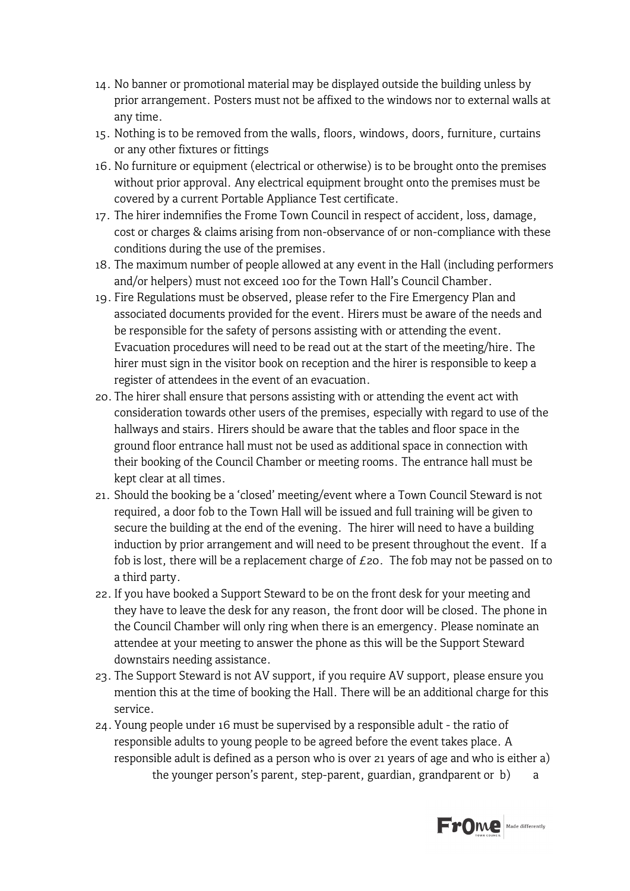14. No banner or promotional material may be displayed outside the building unless by prior arrangement. Posters must not be affixed to the windows nor to external walls at any time.
15. Nothing is to be removed from the walls, floors, windows, doors, furniture, curtains or any other fixtures or fittings
16. No furniture or equipment (electrical or otherwise) is to be brought onto the premises without prior approval. Any electrical equipment brought onto the premises must be covered by a current Portable Appliance Test certificate.
17. The hirer indemnifies the Frome Town Council in respect of accident, loss, damage, cost or charges & claims arising from non-observance of or non-compliance with these conditions during the use of the premises.
18. The maximum number of people allowed at any event in the Hall (including performers and/or helpers) must not exceed 100 for the Town Hall's Council Chamber.
19. Fire Regulations must be observed, please refer to the Fire Emergency Plan and associated documents provided for the event. Hirers must be aware of the needs and be responsible for the safety of persons assisting with or attending the event. Evacuation procedures will need to be read out at the start of the meeting/hire. The hirer must sign in the visitor book on reception and the hirer is responsible to keep a register of attendees in the event of an evacuation.
20. The hirer shall ensure that persons assisting with or attending the event act with consideration towards other users of the premises, especially with regard to use of the hallways and stairs. Hirers should be aware that the tables and floor space in the ground floor entrance hall must not be used as additional space in connection with their booking of the Council Chamber or meeting rooms. The entrance hall must be kept clear at all times.
21. Should the booking be a 'closed' meeting/event where a Town Council Steward is not required, a door fob to the Town Hall will be issued and full training will be given to secure the building at the end of the evening. The hirer will need to have a building induction by prior arrangement and will need to be present throughout the event. If a fob is lost, there will be a replacement charge of £20. The fob may not be passed on to a third party.
22. If you have booked a Support Steward to be on the front desk for your meeting and they have to leave the desk for any reason, the front door will be closed. The phone in the Council Chamber will only ring when there is an emergency. Please nominate an attendee at your meeting to answer the phone as this will be the Support Steward downstairs needing assistance.
23. The Support Steward is not AV support, if you require AV support, please ensure you mention this at the time of booking the Hall. There will be an additional charge for this service.
24. Young people under 16 must be supervised by a responsible adult - the ratio of responsible adults to young people to be agreed before the event takes place. A responsible adult is defined as a person who is over 21 years of age and who is either a) the younger person's parent, step-parent, guardian, grandparent or b) a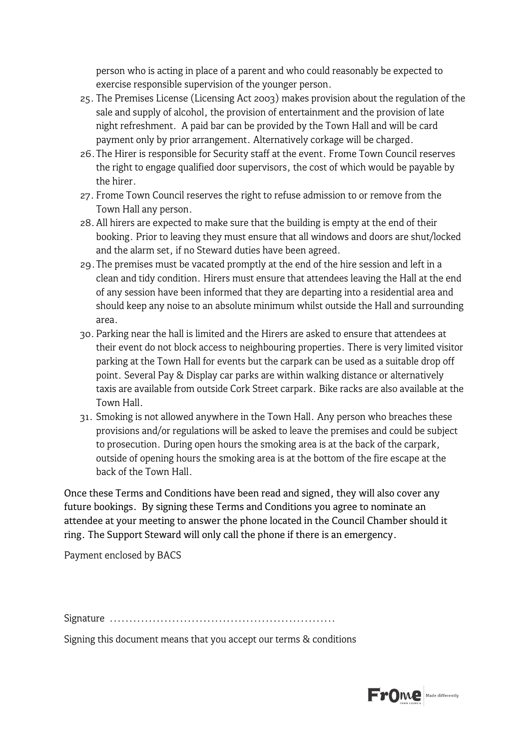person who is acting in place of a parent and who could reasonably be expected to exercise responsible supervision of the younger person.

25. The Premises License (Licensing Act 2003) makes provision about the regulation of the sale and supply of alcohol, the provision of entertainment and the provision of late night refreshment. A paid bar can be provided by the Town Hall and will be card payment only by prior arrangement. Alternatively corkage will be charged.
26. The Hirer is responsible for Security staff at the event. Frome Town Council reserves the right to engage qualified door supervisors, the cost of which would be payable by the hirer.
27. Frome Town Council reserves the right to refuse admission to or remove from the Town Hall any person.
28. All hirers are expected to make sure that the building is empty at the end of their booking. Prior to leaving they must ensure that all windows and doors are shut/locked and the alarm set, if no Steward duties have been agreed.
29. The premises must be vacated promptly at the end of the hire session and left in a clean and tidy condition. Hirers must ensure that attendees leaving the Hall at the end of any session have been informed that they are departing into a residential area and should keep any noise to an absolute minimum whilst outside the Hall and surrounding area.
30. Parking near the hall is limited and the Hirers are asked to ensure that attendees at their event do not block access to neighbouring properties. There is very limited visitor parking at the Town Hall for events but the carpark can be used as a suitable drop off point. Several Pay & Display car parks are within walking distance or alternatively taxis are available from outside Cork Street carpark. Bike racks are also available at the Town Hall.
31. Smoking is not allowed anywhere in the Town Hall. Any person who breaches these provisions and/or regulations will be asked to leave the premises and could be subject to prosecution. During open hours the smoking area is at the back of the carpark, outside of opening hours the smoking area is at the bottom of the fire escape at the back of the Town Hall.

Once these Terms and Conditions have been read and signed, they will also cover any future bookings. By signing these Terms and Conditions you agree to nominate an attendee at your meeting to answer the phone located in the Council Chamber should it ring. The Support Steward will only call the phone if there is an emergency.

Payment enclosed by BACS

Signature ..........................................................

Signing this document means that you accept our terms & conditions

Frome Town Council | Made differently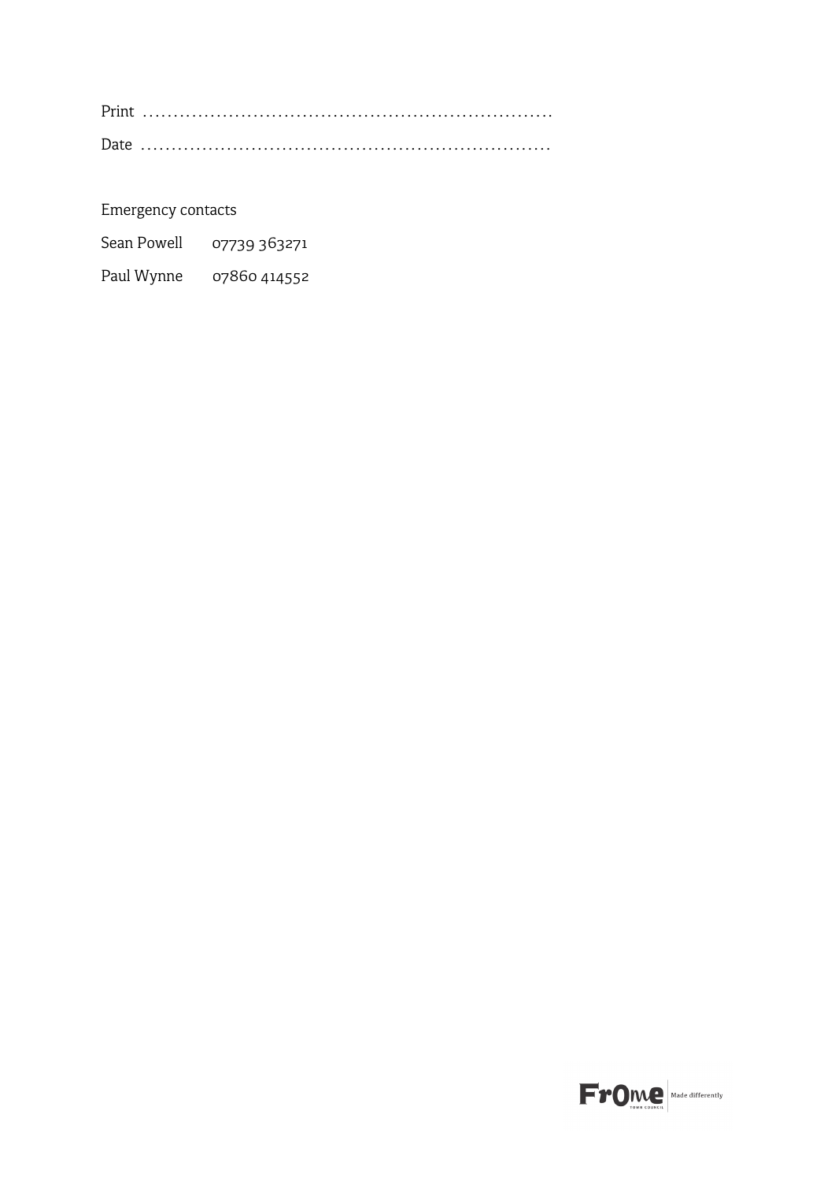Print ................................................................

Date ................................................................

Emergency contacts

Sean Powell 07739 363271

Paul Wynne 07860 414552